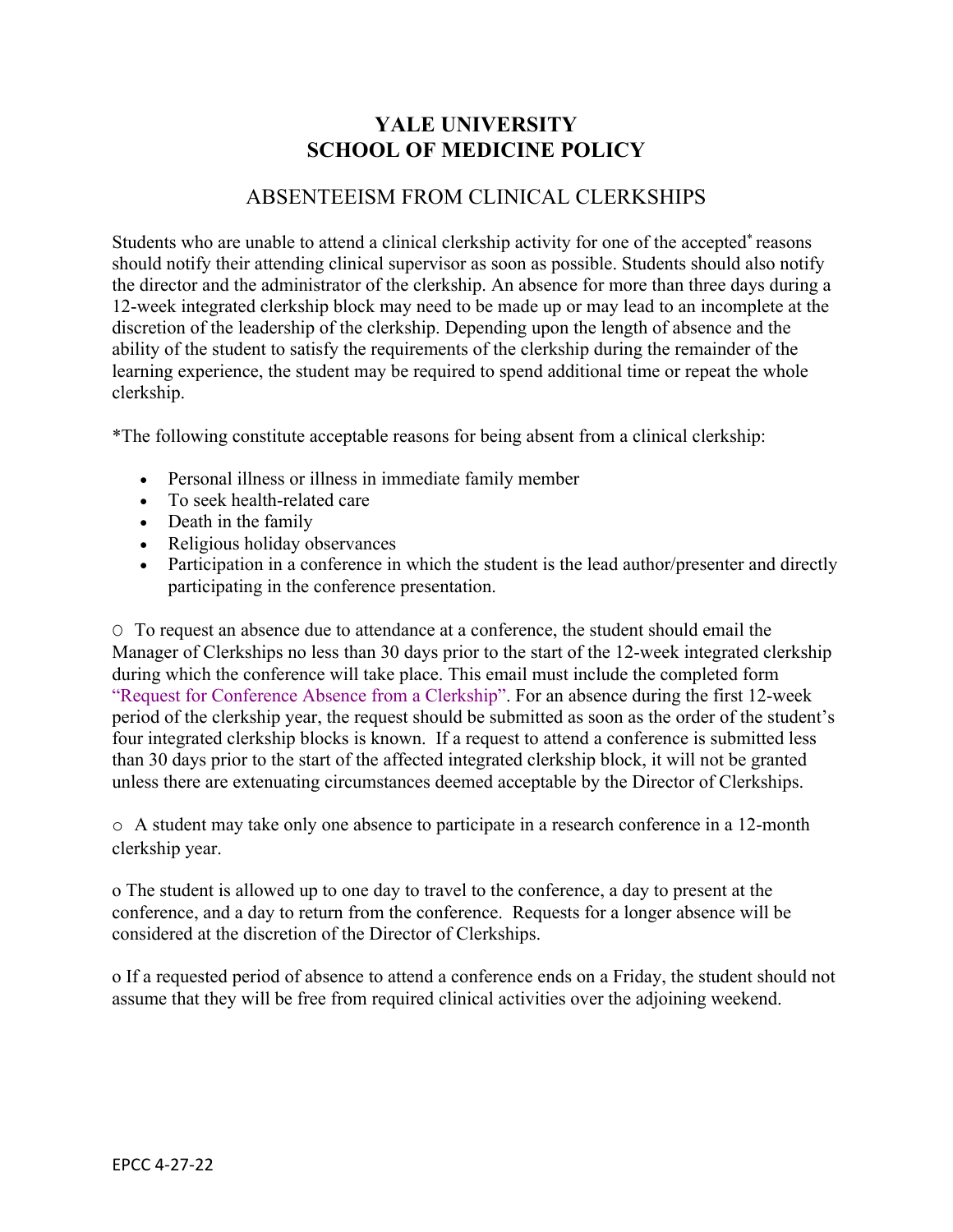# YALE UNIVERSITY
# SCHOOL OF MEDICINE POLICY

## ABSENTEEISM FROM CLINICAL CLERKSHIPS

Students who are unable to attend a clinical clerkship activity for one of the accepted* reasons should notify their attending clinical supervisor as soon as possible. Students should also notify the director and the administrator of the clerkship. An absence for more than three days during a 12-week integrated clerkship block may need to be made up or may lead to an incomplete at the discretion of the leadership of the clerkship. Depending upon the length of absence and the ability of the student to satisfy the requirements of the clerkship during the remainder of the learning experience, the student may be required to spend additional time or repeat the whole clerkship.

*The following constitute acceptable reasons for being absent from a clinical clerkship:

- Personal illness or illness in immediate family member
- To seek health-related care
- Death in the family
- Religious holiday observances
- Participation in a conference in which the student is the lead author/presenter and directly participating in the conference presentation.

○ To request an absence due to attendance at a conference, the student should email the Manager of Clerkships no less than 30 days prior to the start of the 12-week integrated clerkship during which the conference will take place. This email must include the completed form "Request for Conference Absence from a Clerkship". For an absence during the first 12-week period of the clerkship year, the request should be submitted as soon as the order of the student's four integrated clerkship blocks is known. If a request to attend a conference is submitted less than 30 days prior to the start of the affected integrated clerkship block, it will not be granted unless there are extenuating circumstances deemed acceptable by the Director of Clerkships.

○ A student may take only one absence to participate in a research conference in a 12-month clerkship year.

o The student is allowed up to one day to travel to the conference, a day to present at the conference, and a day to return from the conference. Requests for a longer absence will be considered at the discretion of the Director of Clerkships.

o If a requested period of absence to attend a conference ends on a Friday, the student should not assume that they will be free from required clinical activities over the adjoining weekend.

EPCC 4-27-22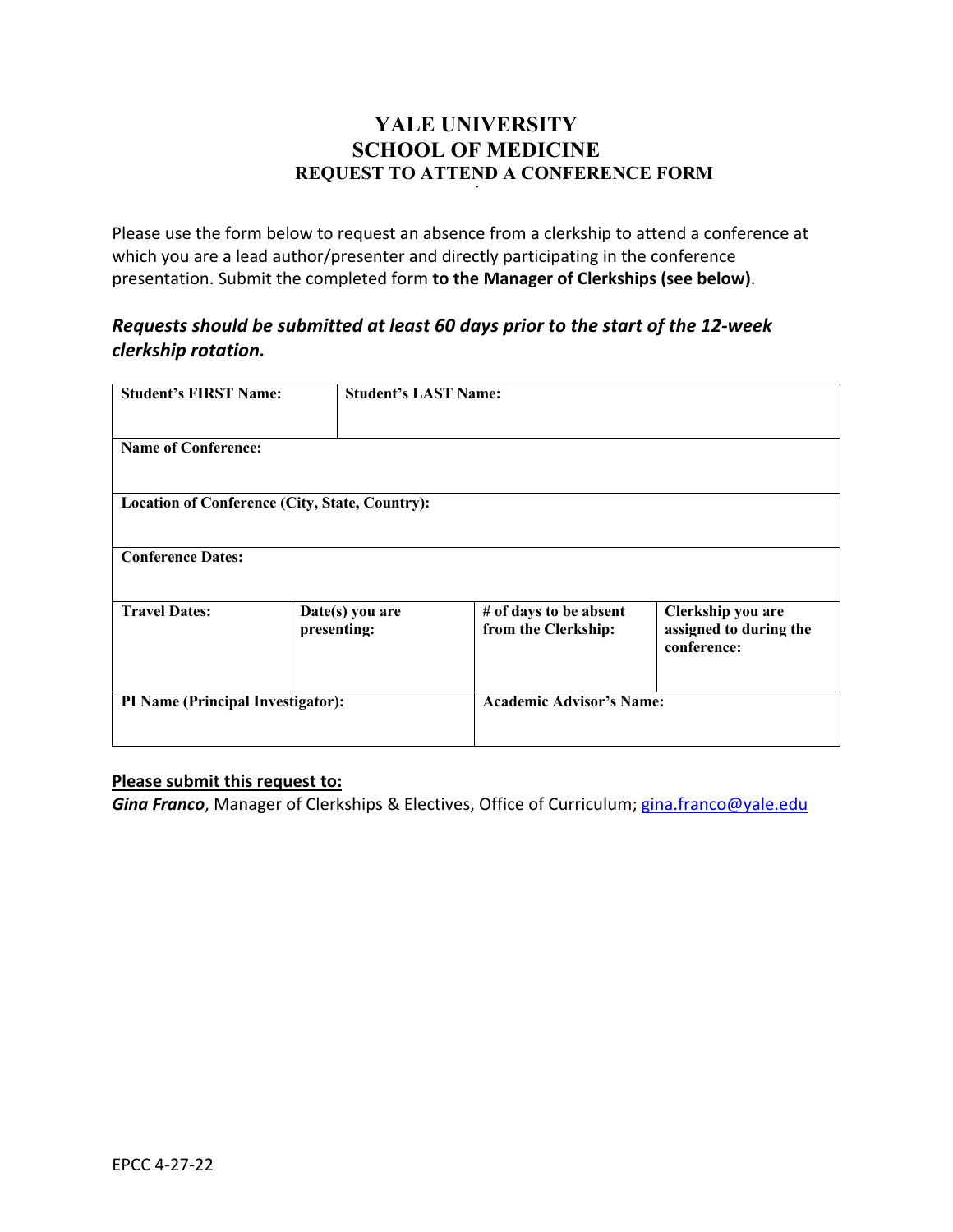# YALE UNIVERSITY
# SCHOOL OF MEDICINE
## REQUEST TO ATTEND A CONFERENCE FORM

Please use the form below to request an absence from a clerkship to attend a conference at which you are a lead author/presenter and directly participating in the conference presentation. Submit the completed form **to the Manager of Clerkships (see below)**.

***Requests should be submitted at least 60 days prior to the start of the 12-week clerkship rotation.***

| | | | |
|---|---|---|---|
| **Student's FIRST Name:** | **Student's LAST Name:** | | |
| **Name of Conference:** | | | |
| **Location of Conference (City, State, Country):** | | | |
| **Conference Dates:** | | | |
| **Travel Dates:** | **Date(s) you are presenting:** | **# of days to be absent from the Clerkship:** | **Clerkship you are assigned to during the conference:** |
| **PI Name (Principal Investigator):** | | **Academic Advisor's Name:** | |

**Please submit this request to:**
***Gina Franco***, Manager of Clerkships & Electives, Office of Curriculum; gina.franco@yale.edu

EPCC 4-27-22